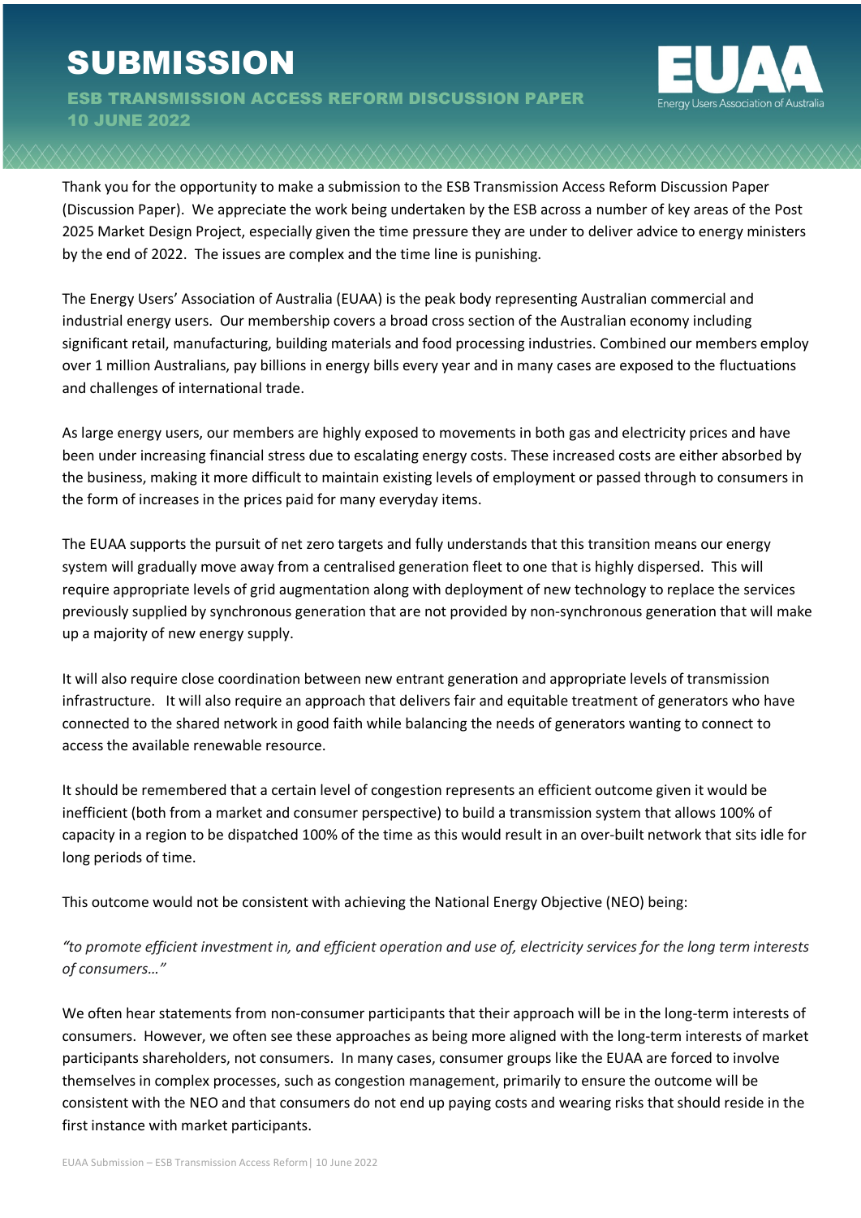# SUBMISSION

## ESB TRANSMISSION ACCESS REFORM DISCUSSION PAPER
## 10 JUNE 2022

Thank you for the opportunity to make a submission to the ESB Transmission Access Reform Discussion Paper (Discussion Paper). We appreciate the work being undertaken by the ESB across a number of key areas of the Post 2025 Market Design Project, especially given the time pressure they are under to deliver advice to energy ministers by the end of 2022. The issues are complex and the time line is punishing.

The Energy Users' Association of Australia (EUAA) is the peak body representing Australian commercial and industrial energy users. Our membership covers a broad cross section of the Australian economy including significant retail, manufacturing, building materials and food processing industries. Combined our members employ over 1 million Australians, pay billions in energy bills every year and in many cases are exposed to the fluctuations and challenges of international trade.

As large energy users, our members are highly exposed to movements in both gas and electricity prices and have been under increasing financial stress due to escalating energy costs. These increased costs are either absorbed by the business, making it more difficult to maintain existing levels of employment or passed through to consumers in the form of increases in the prices paid for many everyday items.

The EUAA supports the pursuit of net zero targets and fully understands that this transition means our energy system will gradually move away from a centralised generation fleet to one that is highly dispersed. This will require appropriate levels of grid augmentation along with deployment of new technology to replace the services previously supplied by synchronous generation that are not provided by non-synchronous generation that will make up a majority of new energy supply.

It will also require close coordination between new entrant generation and appropriate levels of transmission infrastructure. It will also require an approach that delivers fair and equitable treatment of generators who have connected to the shared network in good faith while balancing the needs of generators wanting to connect to access the available renewable resource.

It should be remembered that a certain level of congestion represents an efficient outcome given it would be inefficient (both from a market and consumer perspective) to build a transmission system that allows 100% of capacity in a region to be dispatched 100% of the time as this would result in an over-built network that sits idle for long periods of time.

This outcome would not be consistent with achieving the National Energy Objective (NEO) being:

*"to promote efficient investment in, and efficient operation and use of, electricity services for the long term interests of consumers…"*

We often hear statements from non-consumer participants that their approach will be in the long-term interests of consumers. However, we often see these approaches as being more aligned with the long-term interests of market participants shareholders, not consumers. In many cases, consumer groups like the EUAA are forced to involve themselves in complex processes, such as congestion management, primarily to ensure the outcome will be consistent with the NEO and that consumers do not end up paying costs and wearing risks that should reside in the first instance with market participants.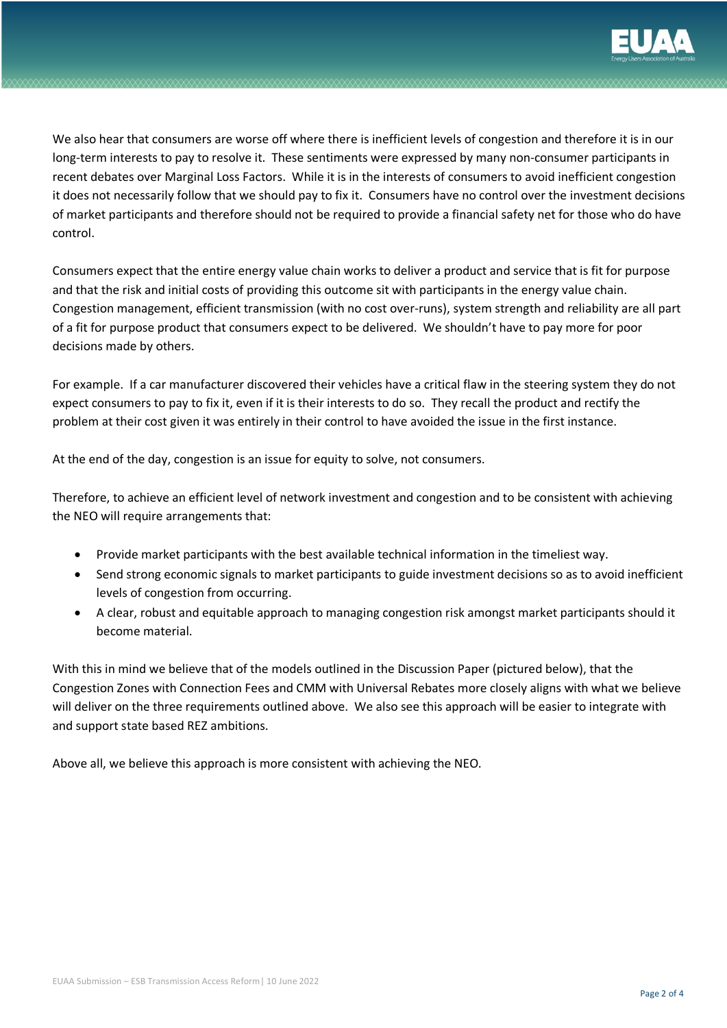We also hear that consumers are worse off where there is inefficient levels of congestion and therefore it is in our long-term interests to pay to resolve it. These sentiments were expressed by many non-consumer participants in recent debates over Marginal Loss Factors. While it is in the interests of consumers to avoid inefficient congestion it does not necessarily follow that we should pay to fix it. Consumers have no control over the investment decisions of market participants and therefore should not be required to provide a financial safety net for those who do have control.

Consumers expect that the entire energy value chain works to deliver a product and service that is fit for purpose and that the risk and initial costs of providing this outcome sit with participants in the energy value chain. Congestion management, efficient transmission (with no cost over-runs), system strength and reliability are all part of a fit for purpose product that consumers expect to be delivered. We shouldn't have to pay more for poor decisions made by others.

For example. If a car manufacturer discovered their vehicles have a critical flaw in the steering system they do not expect consumers to pay to fix it, even if it is their interests to do so. They recall the product and rectify the problem at their cost given it was entirely in their control to have avoided the issue in the first instance.

At the end of the day, congestion is an issue for equity to solve, not consumers.

Therefore, to achieve an efficient level of network investment and congestion and to be consistent with achieving the NEO will require arrangements that:

- Provide market participants with the best available technical information in the timeliest way.
- Send strong economic signals to market participants to guide investment decisions so as to avoid inefficient levels of congestion from occurring.
- A clear, robust and equitable approach to managing congestion risk amongst market participants should it become material.

With this in mind we believe that of the models outlined in the Discussion Paper (pictured below), that the Congestion Zones with Connection Fees and CMM with Universal Rebates more closely aligns with what we believe will deliver on the three requirements outlined above. We also see this approach will be easier to integrate with and support state based REZ ambitions.

Above all, we believe this approach is more consistent with achieving the NEO.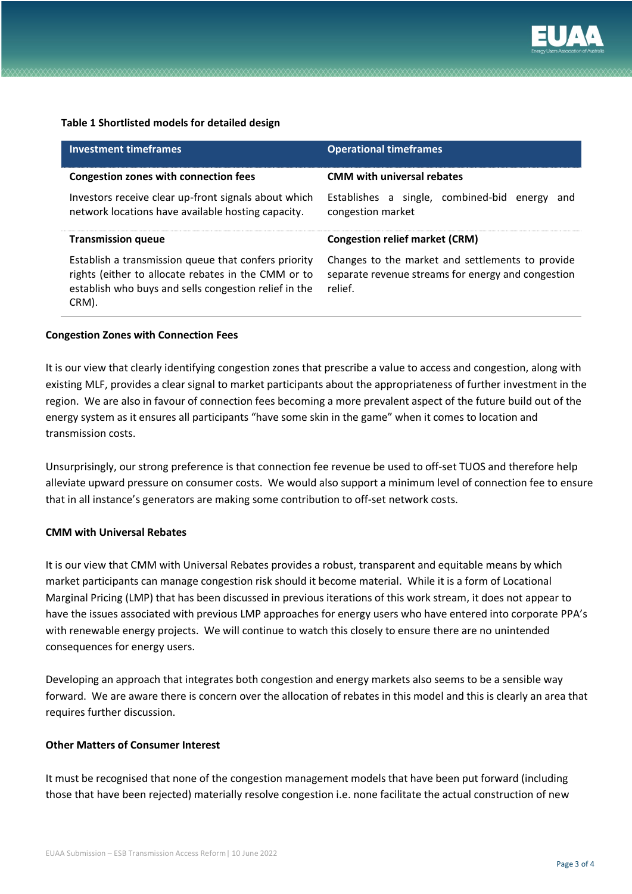**Table 1 Shortlisted models for detailed design**

| Investment timeframes | Operational timeframes |
|---|---|
| **Congestion zones with connection fees**<br>Investors receive clear up-front signals about which network locations have available hosting capacity. | **CMM with universal rebates**<br>Establishes a single, combined-bid energy and congestion market |
| **Transmission queue**<br>Establish a transmission queue that confers priority rights (either to allocate rebates in the CMM or to establish who buys and sells congestion relief in the CRM). | **Congestion relief market (CRM)**<br>Changes to the market and settlements to provide separate revenue streams for energy and congestion relief. |

**Congestion Zones with Connection Fees**

It is our view that clearly identifying congestion zones that prescribe a value to access and congestion, along with existing MLF, provides a clear signal to market participants about the appropriateness of further investment in the region. We are also in favour of connection fees becoming a more prevalent aspect of the future build out of the energy system as it ensures all participants "have some skin in the game" when it comes to location and transmission costs.

Unsurprisingly, our strong preference is that connection fee revenue be used to off-set TUOS and therefore help alleviate upward pressure on consumer costs. We would also support a minimum level of connection fee to ensure that in all instance's generators are making some contribution to off-set network costs.

**CMM with Universal Rebates**

It is our view that CMM with Universal Rebates provides a robust, transparent and equitable means by which market participants can manage congestion risk should it become material. While it is a form of Locational Marginal Pricing (LMP) that has been discussed in previous iterations of this work stream, it does not appear to have the issues associated with previous LMP approaches for energy users who have entered into corporate PPA's with renewable energy projects. We will continue to watch this closely to ensure there are no unintended consequences for energy users.

Developing an approach that integrates both congestion and energy markets also seems to be a sensible way forward. We are aware there is concern over the allocation of rebates in this model and this is clearly an area that requires further discussion.

**Other Matters of Consumer Interest**

It must be recognised that none of the congestion management models that have been put forward (including those that have been rejected) materially resolve congestion i.e. none facilitate the actual construction of new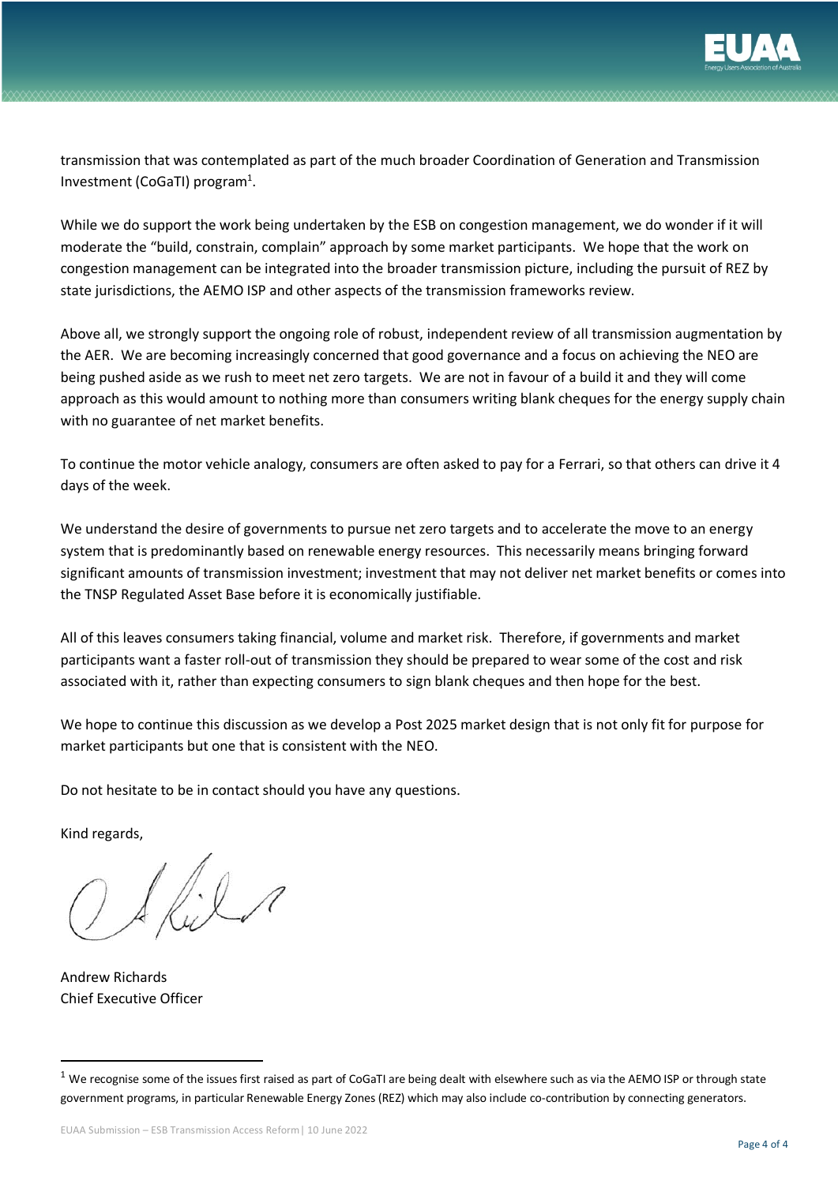transmission that was contemplated as part of the much broader Coordination of Generation and Transmission Investment (CoGaTI) program[1].

While we do support the work being undertaken by the ESB on congestion management, we do wonder if it will moderate the "build, constrain, complain" approach by some market participants. We hope that the work on congestion management can be integrated into the broader transmission picture, including the pursuit of REZ by state jurisdictions, the AEMO ISP and other aspects of the transmission frameworks review.

Above all, we strongly support the ongoing role of robust, independent review of all transmission augmentation by the AER. We are becoming increasingly concerned that good governance and a focus on achieving the NEO are being pushed aside as we rush to meet net zero targets. We are not in favour of a build it and they will come approach as this would amount to nothing more than consumers writing blank cheques for the energy supply chain with no guarantee of net market benefits.

To continue the motor vehicle analogy, consumers are often asked to pay for a Ferrari, so that others can drive it 4 days of the week.

We understand the desire of governments to pursue net zero targets and to accelerate the move to an energy system that is predominantly based on renewable energy resources. This necessarily means bringing forward significant amounts of transmission investment; investment that may not deliver net market benefits or comes into the TNSP Regulated Asset Base before it is economically justifiable.

All of this leaves consumers taking financial, volume and market risk. Therefore, if governments and market participants want a faster roll-out of transmission they should be prepared to wear some of the cost and risk associated with it, rather than expecting consumers to sign blank cheques and then hope for the best.

We hope to continue this discussion as we develop a Post 2025 market design that is not only fit for purpose for market participants but one that is consistent with the NEO.

Do not hesitate to be in contact should you have any questions.

Kind regards,

Andrew Richards
Chief Executive Officer

[1] We recognise some of the issues first raised as part of CoGaTI are being dealt with elsewhere such as via the AEMO ISP or through state government programs, in particular Renewable Energy Zones (REZ) which may also include co-contribution by connecting generators.